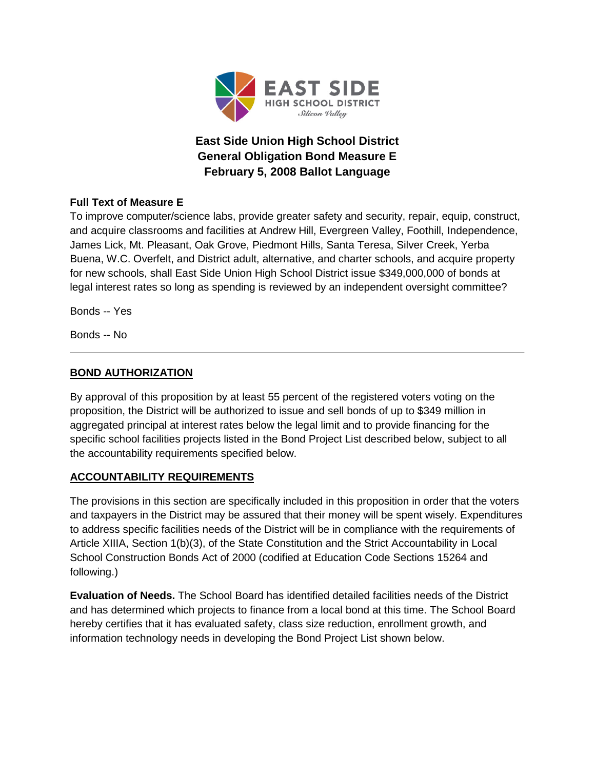EAST SIDE HIGH SCHOOL DISTRICT
*Silicon Valley*

# East Side Union High School District
# General Obligation Bond Measure E
# February 5, 2008 Ballot Language

**Full Text of Measure E**

To improve computer/science labs, provide greater safety and security, repair, equip, construct, and acquire classrooms and facilities at Andrew Hill, Evergreen Valley, Foothill, Independence, James Lick, Mt. Pleasant, Oak Grove, Piedmont Hills, Santa Teresa, Silver Creek, Yerba Buena, W.C. Overfelt, and District adult, alternative, and charter schools, and acquire property for new schools, shall East Side Union High School District issue $349,000,000 of bonds at legal interest rates so long as spending is reviewed by an independent oversight committee?

Bonds -- Yes

Bonds -- No

---

## BOND AUTHORIZATION

By approval of this proposition by at least 55 percent of the registered voters voting on the proposition, the District will be authorized to issue and sell bonds of up to $349 million in aggregated principal at interest rates below the legal limit and to provide financing for the specific school facilities projects listed in the Bond Project List described below, subject to all the accountability requirements specified below.

## ACCOUNTABILITY REQUIREMENTS

The provisions in this section are specifically included in this proposition in order that the voters and taxpayers in the District may be assured that their money will be spent wisely. Expenditures to address specific facilities needs of the District will be in compliance with the requirements of Article XIIIA, Section 1(b)(3), of the State Constitution and the Strict Accountability in Local School Construction Bonds Act of 2000 (codified at Education Code Sections 15264 and following.)

**Evaluation of Needs.** The School Board has identified detailed facilities needs of the District and has determined which projects to finance from a local bond at this time. The School Board hereby certifies that it has evaluated safety, class size reduction, enrollment growth, and information technology needs in developing the Bond Project List shown below.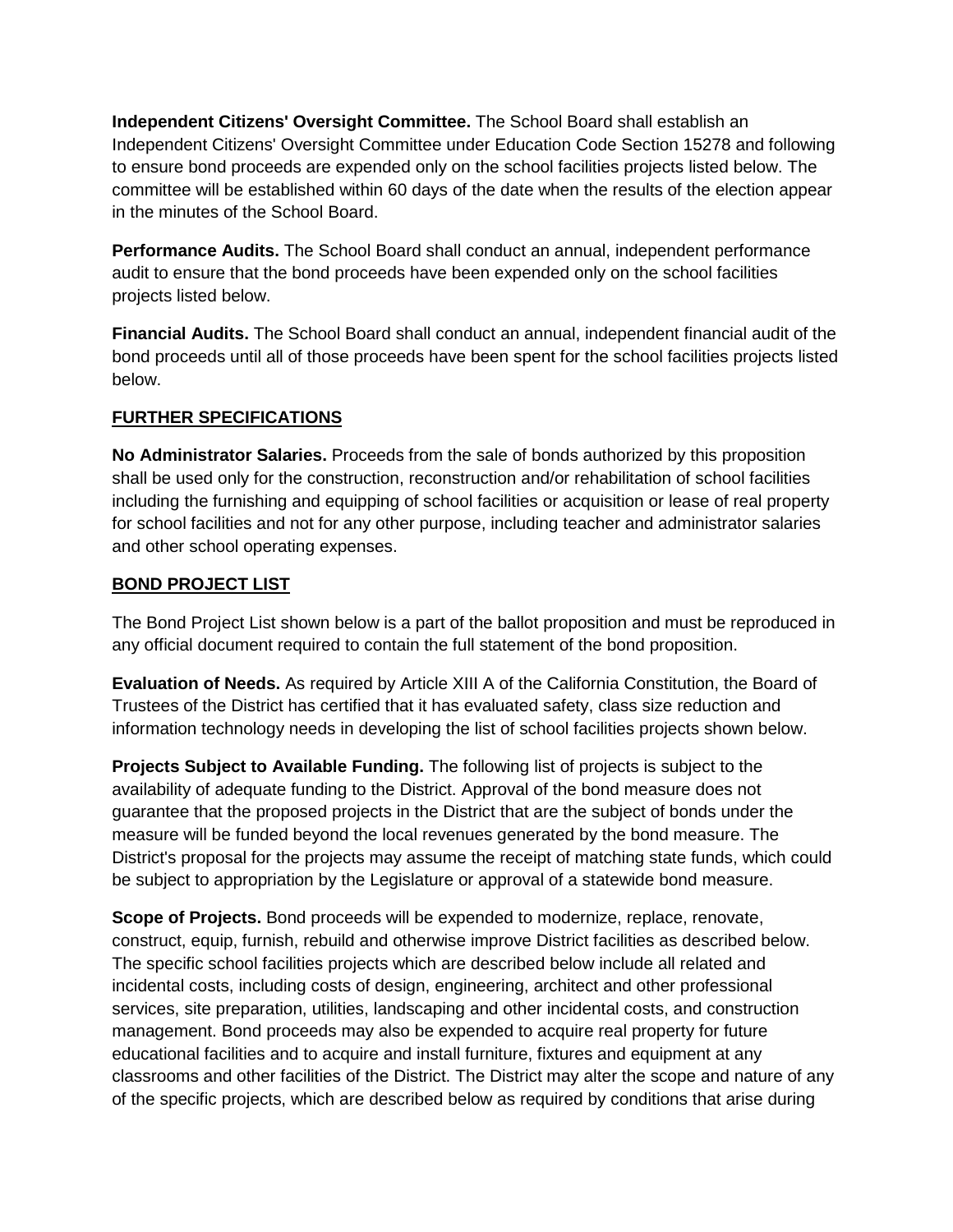**Independent Citizens' Oversight Committee.** The School Board shall establish an Independent Citizens' Oversight Committee under Education Code Section 15278 and following to ensure bond proceeds are expended only on the school facilities projects listed below. The committee will be established within 60 days of the date when the results of the election appear in the minutes of the School Board.

**Performance Audits.** The School Board shall conduct an annual, independent performance audit to ensure that the bond proceeds have been expended only on the school facilities projects listed below.

**Financial Audits.** The School Board shall conduct an annual, independent financial audit of the bond proceeds until all of those proceeds have been spent for the school facilities projects listed below.

**FURTHER SPECIFICATIONS**

**No Administrator Salaries.** Proceeds from the sale of bonds authorized by this proposition shall be used only for the construction, reconstruction and/or rehabilitation of school facilities including the furnishing and equipping of school facilities or acquisition or lease of real property for school facilities and not for any other purpose, including teacher and administrator salaries and other school operating expenses.

**BOND PROJECT LIST**

The Bond Project List shown below is a part of the ballot proposition and must be reproduced in any official document required to contain the full statement of the bond proposition.

**Evaluation of Needs.** As required by Article XIII A of the California Constitution, the Board of Trustees of the District has certified that it has evaluated safety, class size reduction and information technology needs in developing the list of school facilities projects shown below.

**Projects Subject to Available Funding.** The following list of projects is subject to the availability of adequate funding to the District. Approval of the bond measure does not guarantee that the proposed projects in the District that are the subject of bonds under the measure will be funded beyond the local revenues generated by the bond measure. The District's proposal for the projects may assume the receipt of matching state funds, which could be subject to appropriation by the Legislature or approval of a statewide bond measure.

**Scope of Projects.** Bond proceeds will be expended to modernize, replace, renovate, construct, equip, furnish, rebuild and otherwise improve District facilities as described below. The specific school facilities projects which are described below include all related and incidental costs, including costs of design, engineering, architect and other professional services, site preparation, utilities, landscaping and other incidental costs, and construction management. Bond proceeds may also be expended to acquire real property for future educational facilities and to acquire and install furniture, fixtures and equipment at any classrooms and other facilities of the District. The District may alter the scope and nature of any of the specific projects, which are described below as required by conditions that arise during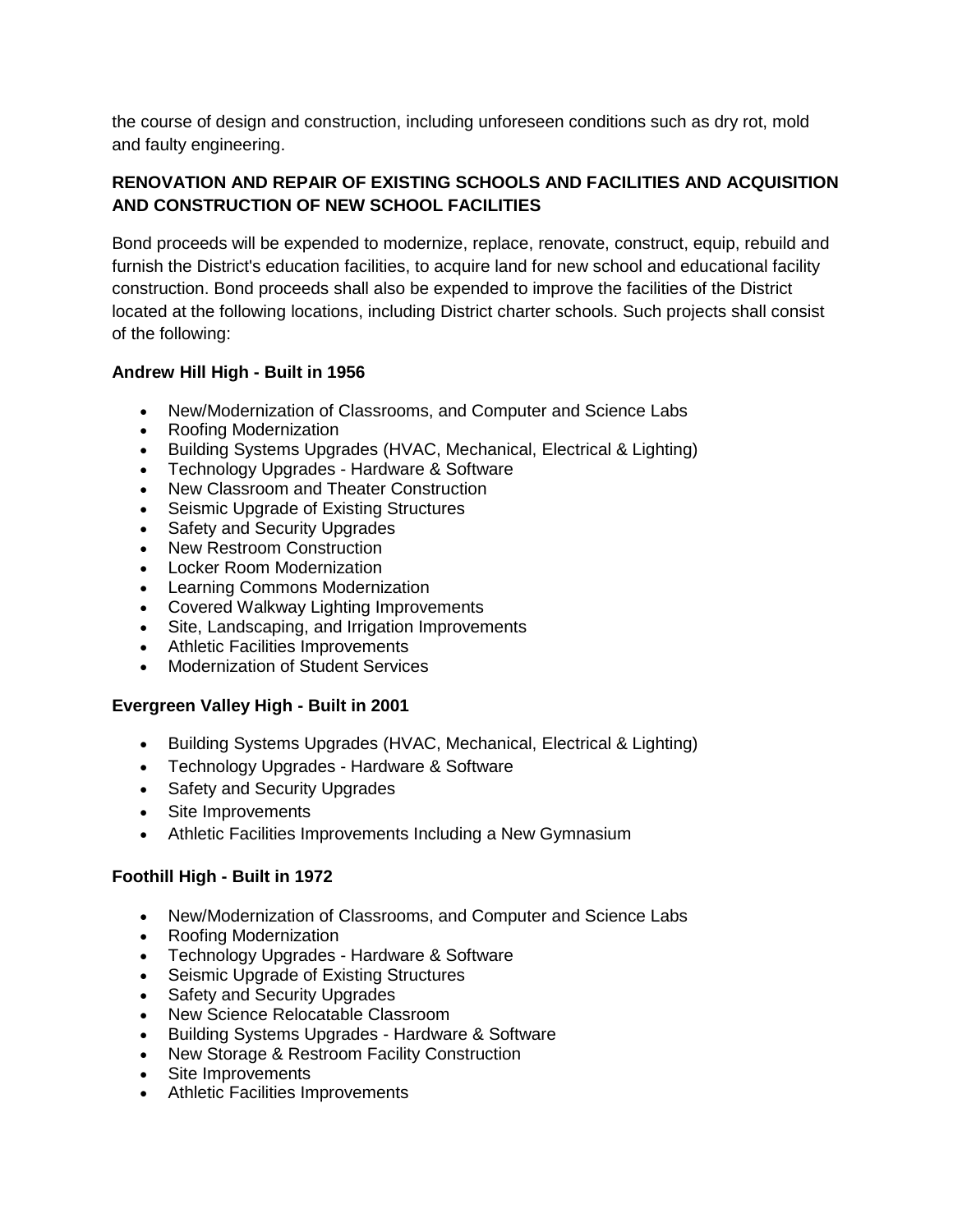the course of design and construction, including unforeseen conditions such as dry rot, mold and faulty engineering.

## RENOVATION AND REPAIR OF EXISTING SCHOOLS AND FACILITIES AND ACQUISITION AND CONSTRUCTION OF NEW SCHOOL FACILITIES

Bond proceeds will be expended to modernize, replace, renovate, construct, equip, rebuild and furnish the District's education facilities, to acquire land for new school and educational facility construction. Bond proceeds shall also be expended to improve the facilities of the District located at the following locations, including District charter schools. Such projects shall consist of the following:

### Andrew Hill High - Built in 1956

- New/Modernization of Classrooms, and Computer and Science Labs
- Roofing Modernization
- Building Systems Upgrades (HVAC, Mechanical, Electrical & Lighting)
- Technology Upgrades - Hardware & Software
- New Classroom and Theater Construction
- Seismic Upgrade of Existing Structures
- Safety and Security Upgrades
- New Restroom Construction
- Locker Room Modernization
- Learning Commons Modernization
- Covered Walkway Lighting Improvements
- Site, Landscaping, and Irrigation Improvements
- Athletic Facilities Improvements
- Modernization of Student Services

### Evergreen Valley High - Built in 2001

- Building Systems Upgrades (HVAC, Mechanical, Electrical & Lighting)
- Technology Upgrades - Hardware & Software
- Safety and Security Upgrades
- Site Improvements
- Athletic Facilities Improvements Including a New Gymnasium

### Foothill High - Built in 1972

- New/Modernization of Classrooms, and Computer and Science Labs
- Roofing Modernization
- Technology Upgrades - Hardware & Software
- Seismic Upgrade of Existing Structures
- Safety and Security Upgrades
- New Science Relocatable Classroom
- Building Systems Upgrades - Hardware & Software
- New Storage & Restroom Facility Construction
- Site Improvements
- Athletic Facilities Improvements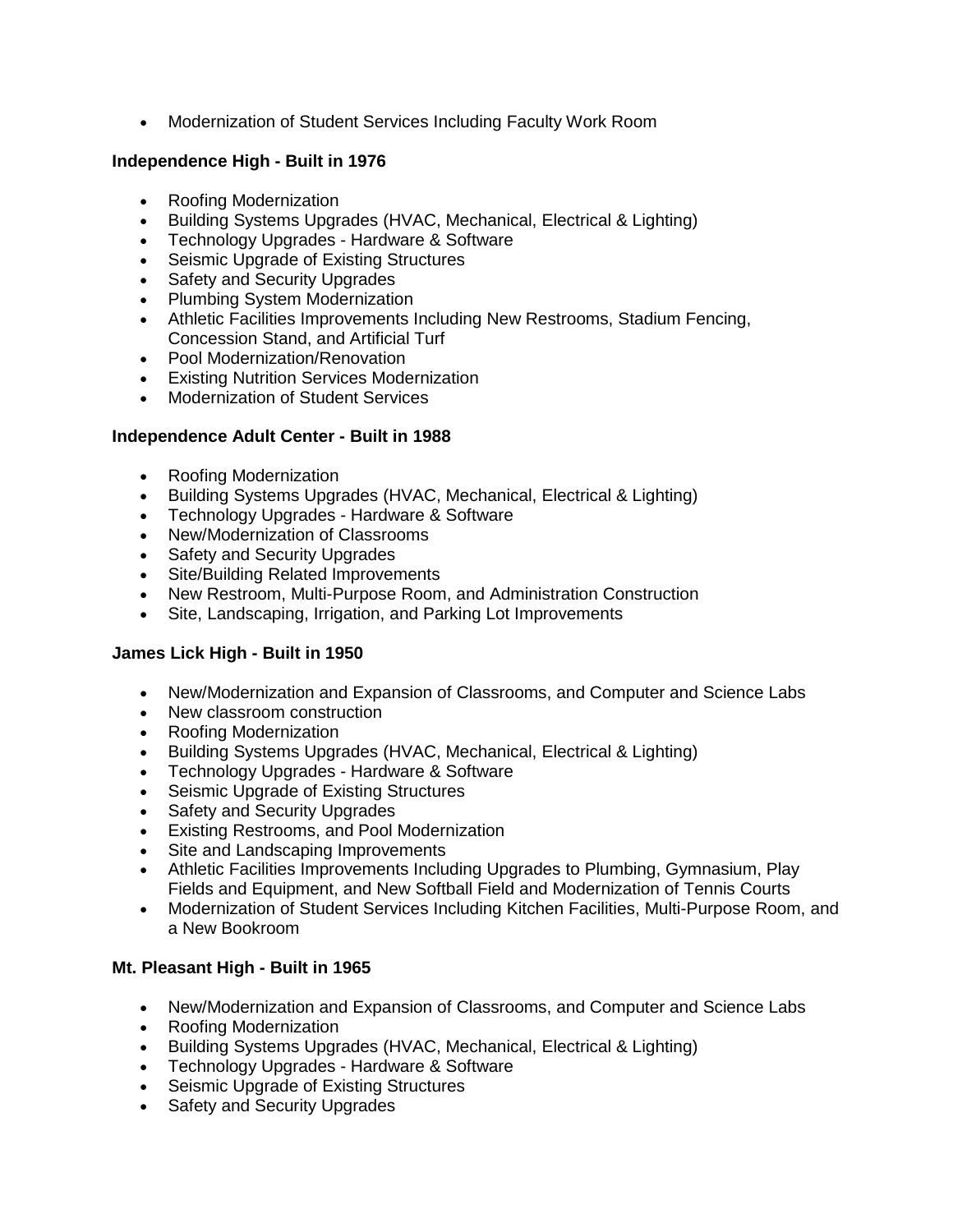- Modernization of Student Services Including Faculty Work Room

**Independence High - Built in 1976**

- Roofing Modernization
- Building Systems Upgrades (HVAC, Mechanical, Electrical & Lighting)
- Technology Upgrades - Hardware & Software
- Seismic Upgrade of Existing Structures
- Safety and Security Upgrades
- Plumbing System Modernization
- Athletic Facilities Improvements Including New Restrooms, Stadium Fencing, Concession Stand, and Artificial Turf
- Pool Modernization/Renovation
- Existing Nutrition Services Modernization
- Modernization of Student Services

**Independence Adult Center - Built in 1988**

- Roofing Modernization
- Building Systems Upgrades (HVAC, Mechanical, Electrical & Lighting)
- Technology Upgrades - Hardware & Software
- New/Modernization of Classrooms
- Safety and Security Upgrades
- Site/Building Related Improvements
- New Restroom, Multi-Purpose Room, and Administration Construction
- Site, Landscaping, Irrigation, and Parking Lot Improvements

**James Lick High - Built in 1950**

- New/Modernization and Expansion of Classrooms, and Computer and Science Labs
- New classroom construction
- Roofing Modernization
- Building Systems Upgrades (HVAC, Mechanical, Electrical & Lighting)
- Technology Upgrades - Hardware & Software
- Seismic Upgrade of Existing Structures
- Safety and Security Upgrades
- Existing Restrooms, and Pool Modernization
- Site and Landscaping Improvements
- Athletic Facilities Improvements Including Upgrades to Plumbing, Gymnasium, Play Fields and Equipment, and New Softball Field and Modernization of Tennis Courts
- Modernization of Student Services Including Kitchen Facilities, Multi-Purpose Room, and a New Bookroom

**Mt. Pleasant High - Built in 1965**

- New/Modernization and Expansion of Classrooms, and Computer and Science Labs
- Roofing Modernization
- Building Systems Upgrades (HVAC, Mechanical, Electrical & Lighting)
- Technology Upgrades - Hardware & Software
- Seismic Upgrade of Existing Structures
- Safety and Security Upgrades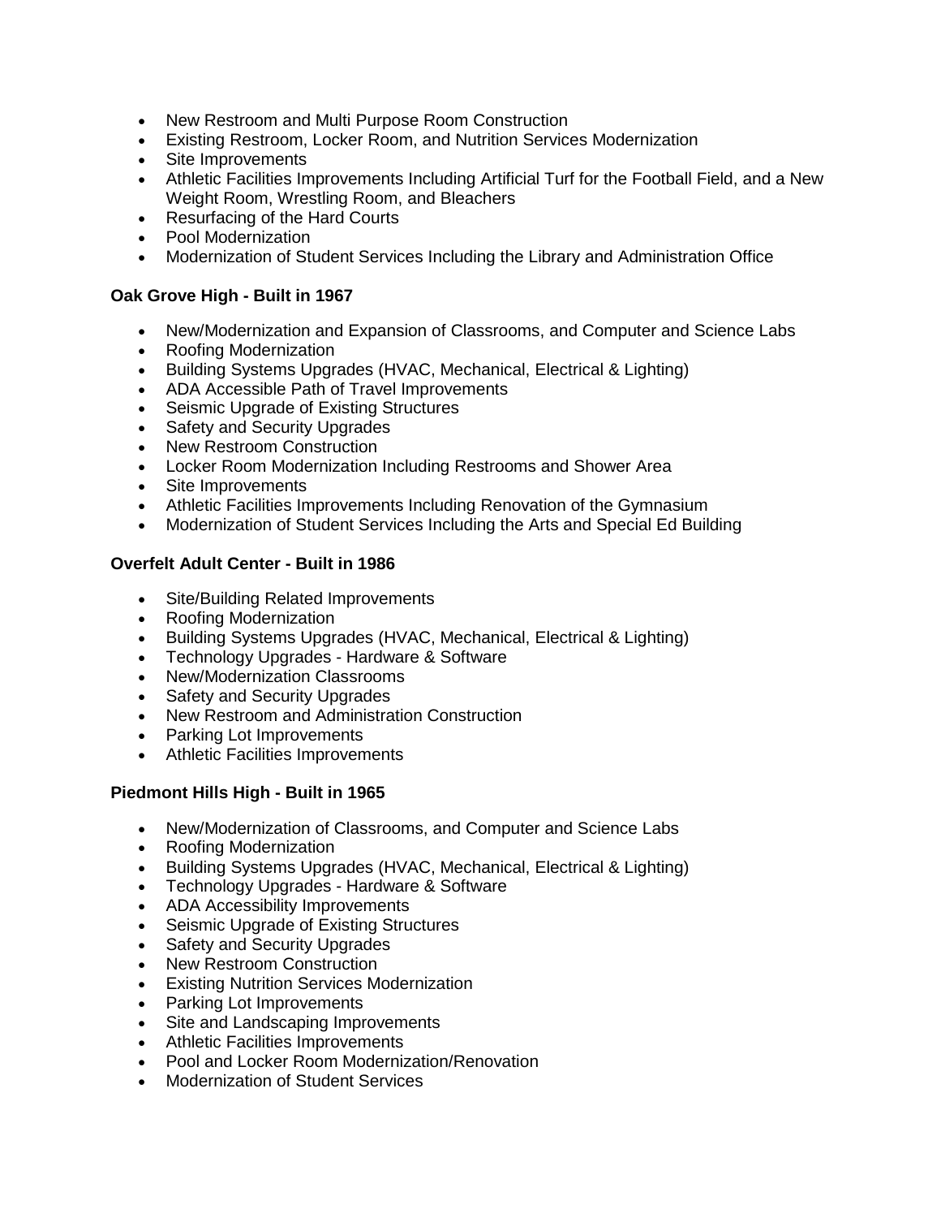- New Restroom and Multi Purpose Room Construction
- Existing Restroom, Locker Room, and Nutrition Services Modernization
- Site Improvements
- Athletic Facilities Improvements Including Artificial Turf for the Football Field, and a New Weight Room, Wrestling Room, and Bleachers
- Resurfacing of the Hard Courts
- Pool Modernization
- Modernization of Student Services Including the Library and Administration Office

**Oak Grove High - Built in 1967**

- New/Modernization and Expansion of Classrooms, and Computer and Science Labs
- Roofing Modernization
- Building Systems Upgrades (HVAC, Mechanical, Electrical & Lighting)
- ADA Accessible Path of Travel Improvements
- Seismic Upgrade of Existing Structures
- Safety and Security Upgrades
- New Restroom Construction
- Locker Room Modernization Including Restrooms and Shower Area
- Site Improvements
- Athletic Facilities Improvements Including Renovation of the Gymnasium
- Modernization of Student Services Including the Arts and Special Ed Building

**Overfelt Adult Center - Built in 1986**

- Site/Building Related Improvements
- Roofing Modernization
- Building Systems Upgrades (HVAC, Mechanical, Electrical & Lighting)
- Technology Upgrades - Hardware & Software
- New/Modernization Classrooms
- Safety and Security Upgrades
- New Restroom and Administration Construction
- Parking Lot Improvements
- Athletic Facilities Improvements

**Piedmont Hills High - Built in 1965**

- New/Modernization of Classrooms, and Computer and Science Labs
- Roofing Modernization
- Building Systems Upgrades (HVAC, Mechanical, Electrical & Lighting)
- Technology Upgrades - Hardware & Software
- ADA Accessibility Improvements
- Seismic Upgrade of Existing Structures
- Safety and Security Upgrades
- New Restroom Construction
- Existing Nutrition Services Modernization
- Parking Lot Improvements
- Site and Landscaping Improvements
- Athletic Facilities Improvements
- Pool and Locker Room Modernization/Renovation
- Modernization of Student Services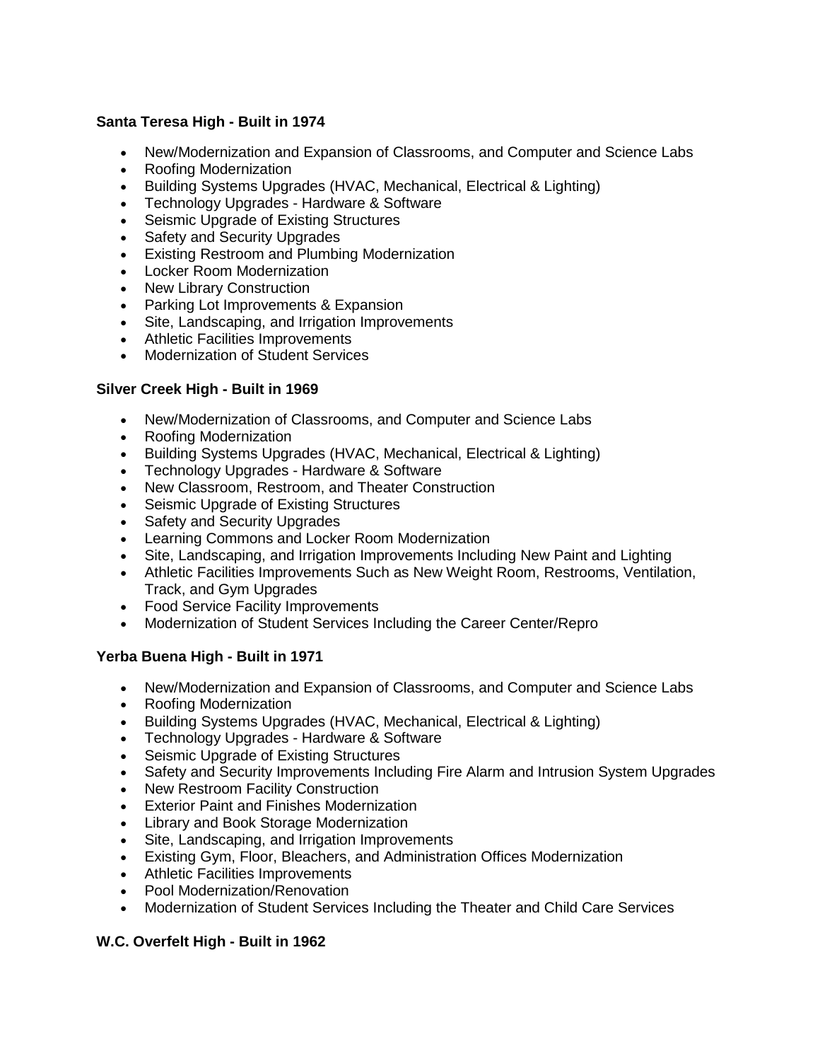**Santa Teresa High - Built in 1974**

- New/Modernization and Expansion of Classrooms, and Computer and Science Labs
- Roofing Modernization
- Building Systems Upgrades (HVAC, Mechanical, Electrical & Lighting)
- Technology Upgrades - Hardware & Software
- Seismic Upgrade of Existing Structures
- Safety and Security Upgrades
- Existing Restroom and Plumbing Modernization
- Locker Room Modernization
- New Library Construction
- Parking Lot Improvements & Expansion
- Site, Landscaping, and Irrigation Improvements
- Athletic Facilities Improvements
- Modernization of Student Services

**Silver Creek High - Built in 1969**

- New/Modernization of Classrooms, and Computer and Science Labs
- Roofing Modernization
- Building Systems Upgrades (HVAC, Mechanical, Electrical & Lighting)
- Technology Upgrades - Hardware & Software
- New Classroom, Restroom, and Theater Construction
- Seismic Upgrade of Existing Structures
- Safety and Security Upgrades
- Learning Commons and Locker Room Modernization
- Site, Landscaping, and Irrigation Improvements Including New Paint and Lighting
- Athletic Facilities Improvements Such as New Weight Room, Restrooms, Ventilation, Track, and Gym Upgrades
- Food Service Facility Improvements
- Modernization of Student Services Including the Career Center/Repro

**Yerba Buena High - Built in 1971**

- New/Modernization and Expansion of Classrooms, and Computer and Science Labs
- Roofing Modernization
- Building Systems Upgrades (HVAC, Mechanical, Electrical & Lighting)
- Technology Upgrades - Hardware & Software
- Seismic Upgrade of Existing Structures
- Safety and Security Improvements Including Fire Alarm and Intrusion System Upgrades
- New Restroom Facility Construction
- Exterior Paint and Finishes Modernization
- Library and Book Storage Modernization
- Site, Landscaping, and Irrigation Improvements
- Existing Gym, Floor, Bleachers, and Administration Offices Modernization
- Athletic Facilities Improvements
- Pool Modernization/Renovation
- Modernization of Student Services Including the Theater and Child Care Services

**W.C. Overfelt High - Built in 1962**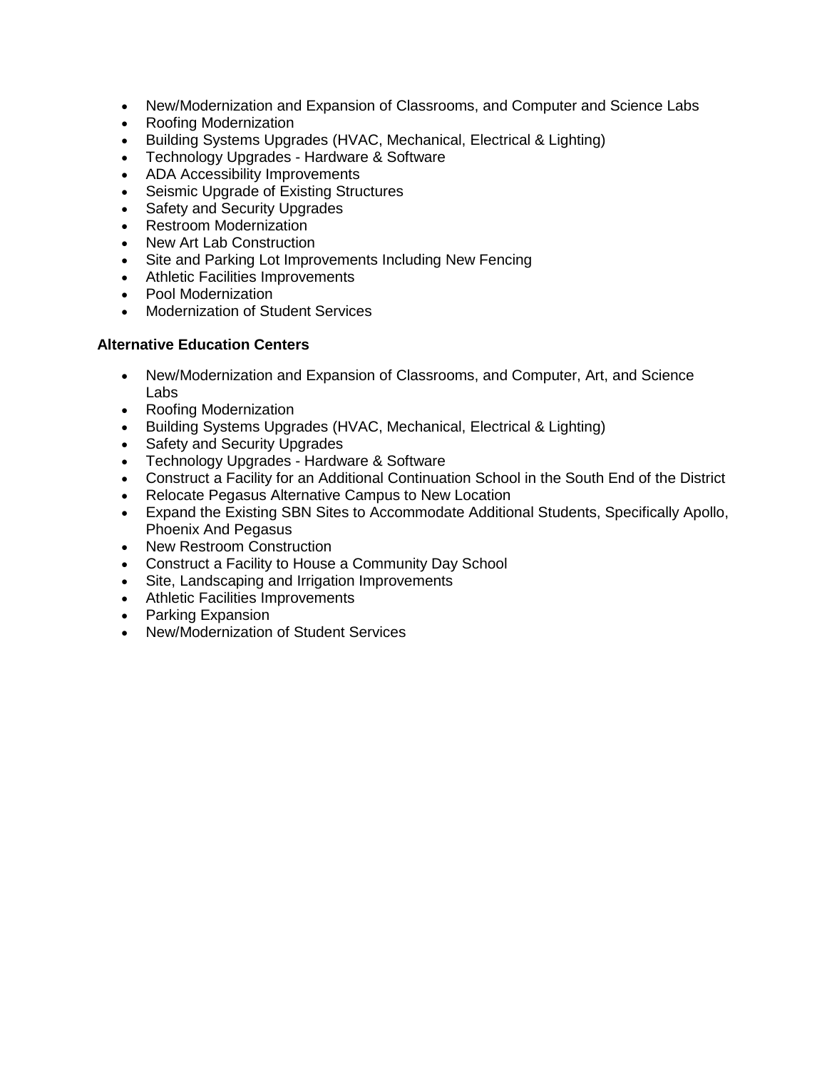- New/Modernization and Expansion of Classrooms, and Computer and Science Labs
- Roofing Modernization
- Building Systems Upgrades (HVAC, Mechanical, Electrical & Lighting)
- Technology Upgrades - Hardware & Software
- ADA Accessibility Improvements
- Seismic Upgrade of Existing Structures
- Safety and Security Upgrades
- Restroom Modernization
- New Art Lab Construction
- Site and Parking Lot Improvements Including New Fencing
- Athletic Facilities Improvements
- Pool Modernization
- Modernization of Student Services

**Alternative Education Centers**

- New/Modernization and Expansion of Classrooms, and Computer, Art, and Science Labs
- Roofing Modernization
- Building Systems Upgrades (HVAC, Mechanical, Electrical & Lighting)
- Safety and Security Upgrades
- Technology Upgrades - Hardware & Software
- Construct a Facility for an Additional Continuation School in the South End of the District
- Relocate Pegasus Alternative Campus to New Location
- Expand the Existing SBN Sites to Accommodate Additional Students, Specifically Apollo, Phoenix And Pegasus
- New Restroom Construction
- Construct a Facility to House a Community Day School
- Site, Landscaping and Irrigation Improvements
- Athletic Facilities Improvements
- Parking Expansion
- New/Modernization of Student Services